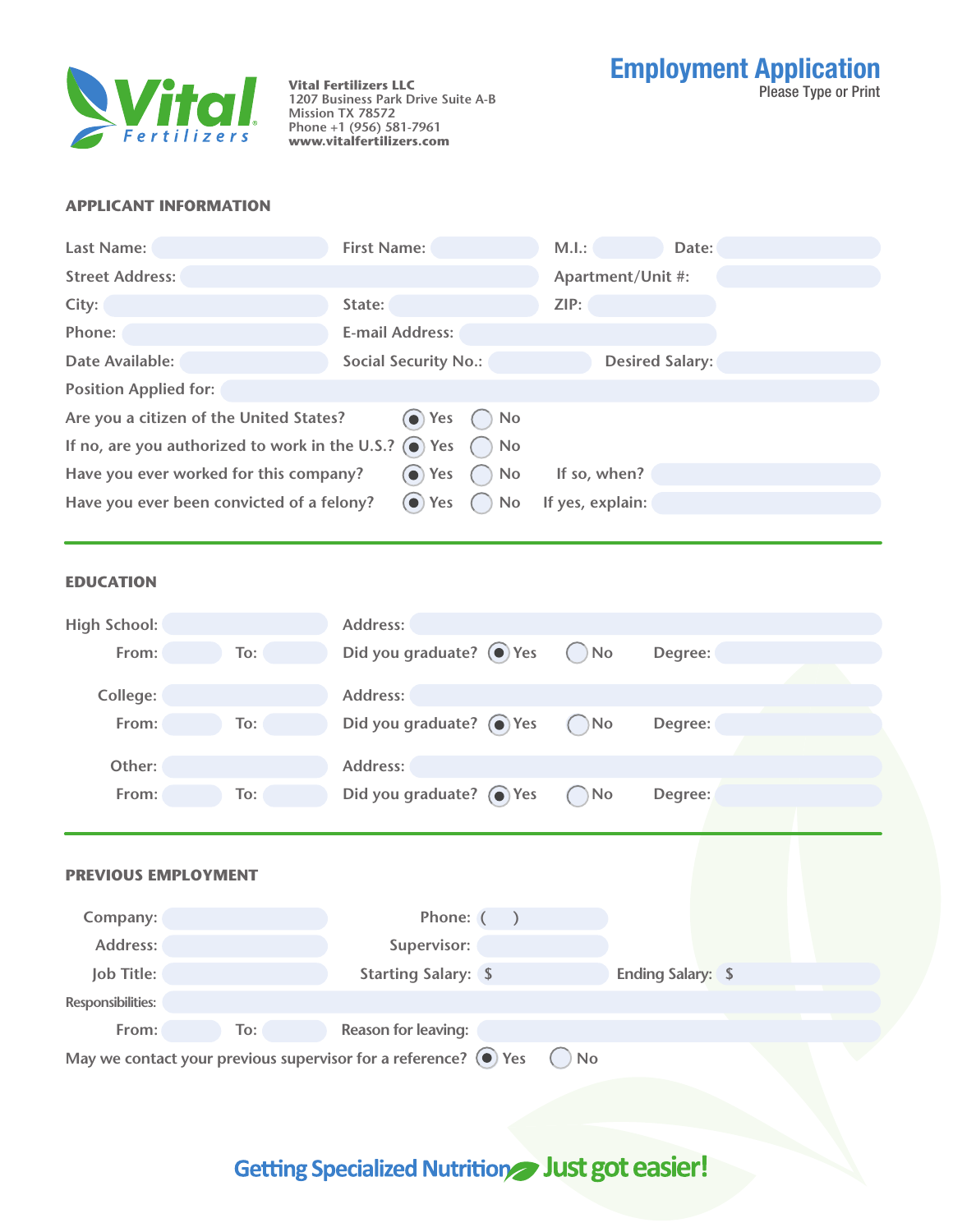Vital Fertilizers

**Vital Fertilizers LLC**
**1207 Business Park Drive Suite A-B**
**Mission TX 78572**
**Phone +1 (956) 581-7961**
**www.vitalfertilizers.com**

# Employment Application

Please Type or Print

## APPLICANT INFORMATION

Last Name: ______ First Name: ______ M.I.: ______ Date: ______

Street Address: ______ Apartment/Unit #: ______

City: ______ State: ______ ZIP: ______

Phone: ______ E-mail Address: ______

Date Available: ______ Social Security No.: ______ Desired Salary: ______

Position Applied for: ______

Are you a citizen of the United States? ◉ Yes ○ No

If no, are you authorized to work in the U.S.? ◉ Yes ○ No

Have you ever worked for this company? ◉ Yes ○ No If so, when? ______

Have you ever been convicted of a felony? ◉ Yes ○ No If yes, explain: ______

## EDUCATION

High School: ______ Address: ______

From: ______ To: ______ Did you graduate? ◉ Yes ○ No Degree: ______

College: ______ Address: ______

From: ______ To: ______ Did you graduate? ◉ Yes ○ No Degree: ______

Other: ______ Address: ______

From: ______ To: ______ Did you graduate? ◉ Yes ○ No Degree: ______

## PREVIOUS EMPLOYMENT

Company: ______ Phone: (    ) ______

Address: ______ Supervisor: ______

Job Title: ______ Starting Salary: $ ______ Ending Salary: $ ______

Responsibilities: ______

From: ______ To: ______ Reason for leaving: ______

May we contact your previous supervisor for a reference? ◉ Yes ○ No

**Getting Specialized Nutrition Just got easier!**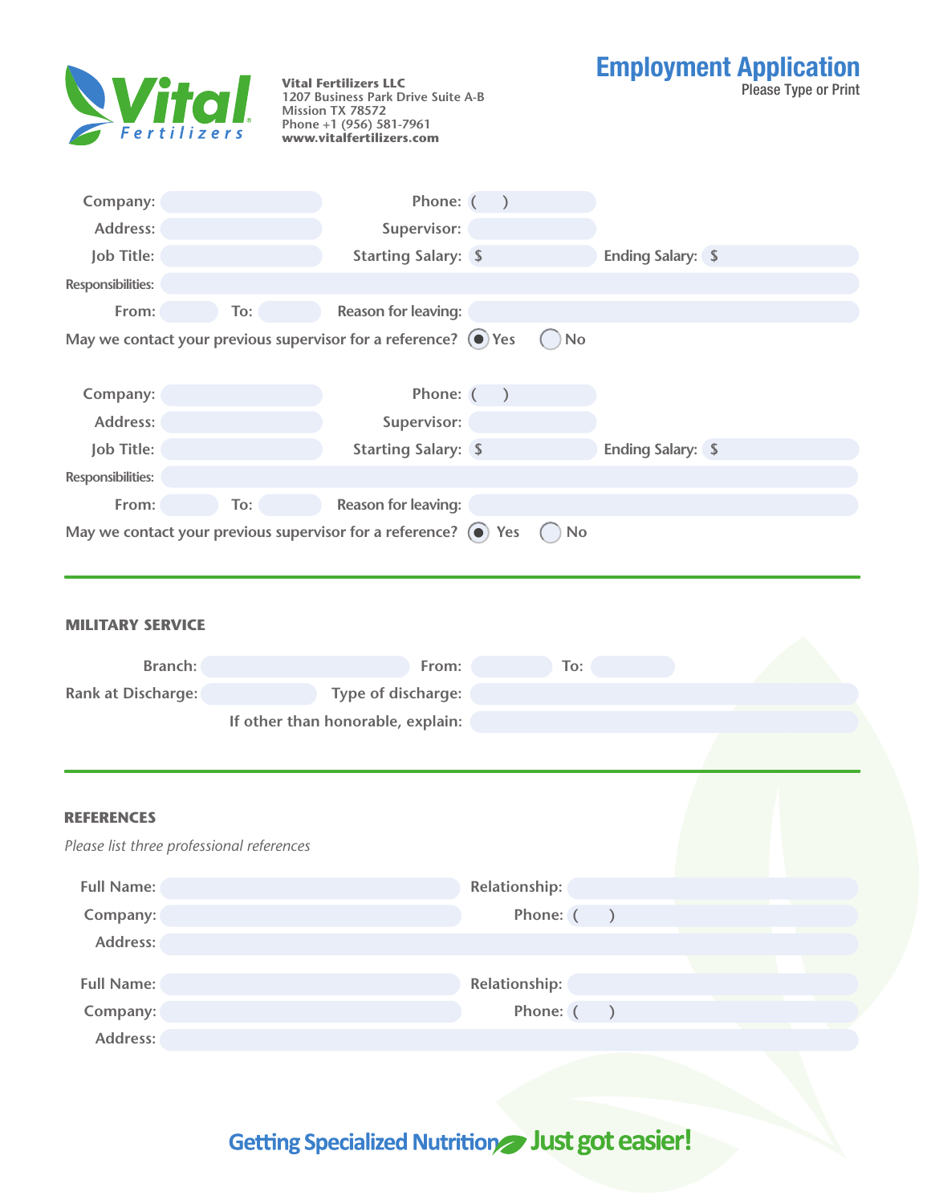**Vital Fertilizers LLC**
**1207 Business Park Drive Suite A-B**
**Mission TX 78572**
**Phone +1 (956) 581-7961**
**www.vitalfertilizers.com**

# Employment Application

Please Type or Print

Company: ________ Phone: (    ) ________
Address: ________ Supervisor: ________
Job Title: ________ Starting Salary: $ ________ Ending Salary: $ ________
Responsibilities: ________
From: ________ To: ________ Reason for leaving: ________
May we contact your previous supervisor for a reference? (●) Yes ( ) No

Company: ________ Phone: (    ) ________
Address: ________ Supervisor: ________
Job Title: ________ Starting Salary: $ ________ Ending Salary: $ ________
Responsibilities: ________
From: ________ To: ________ Reason for leaving: ________
May we contact your previous supervisor for a reference? (●) Yes ( ) No

## MILITARY SERVICE

Branch: ________ From: ________ To: ________
Rank at Discharge: ________ Type of discharge: ________
If other than honorable, explain: ________

## REFERENCES

*Please list three professional references*

Full Name: ________ Relationship: ________
Company: ________ Phone: (    ) ________
Address: ________

Full Name: ________ Relationship: ________
Company: ________ Phone: (    ) ________
Address: ________

Getting Specialized Nutrition Just got easier!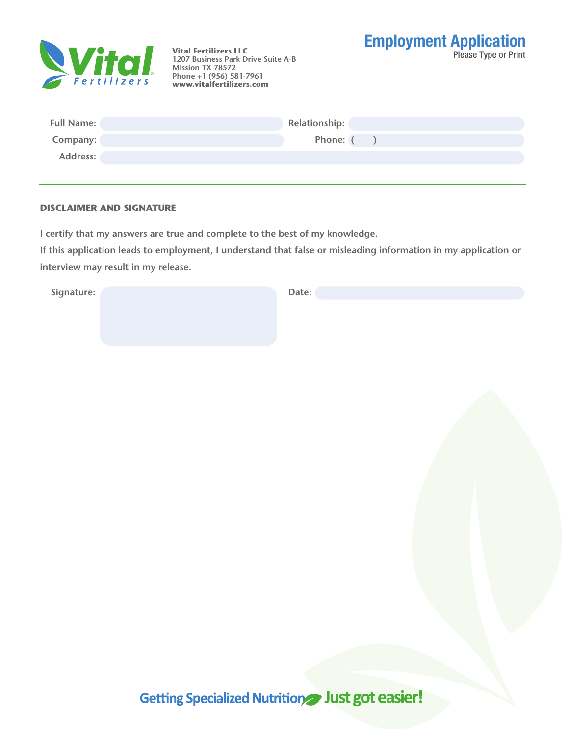Vital Fertilizers

**Vital Fertilizers LLC**
**1207 Business Park Drive Suite A-B**
**Mission TX 78572**
**Phone +1 (956) 581-7961**
**www.vitalfertilizers.com**

# Employment Application

Please Type or Print

Full Name: ______________________ Relationship: ______________________

Company: ______________________ Phone: (     ) ______________________

Address: ______________________________________________

## DISCLAIMER AND SIGNATURE

I certify that my answers are true and complete to the best of my knowledge.

If this application leads to employment, I understand that false or misleading information in my application or interview may result in my release.

Signature: ______________________ Date: ______________________

Getting Specialized Nutrition Just got easier!